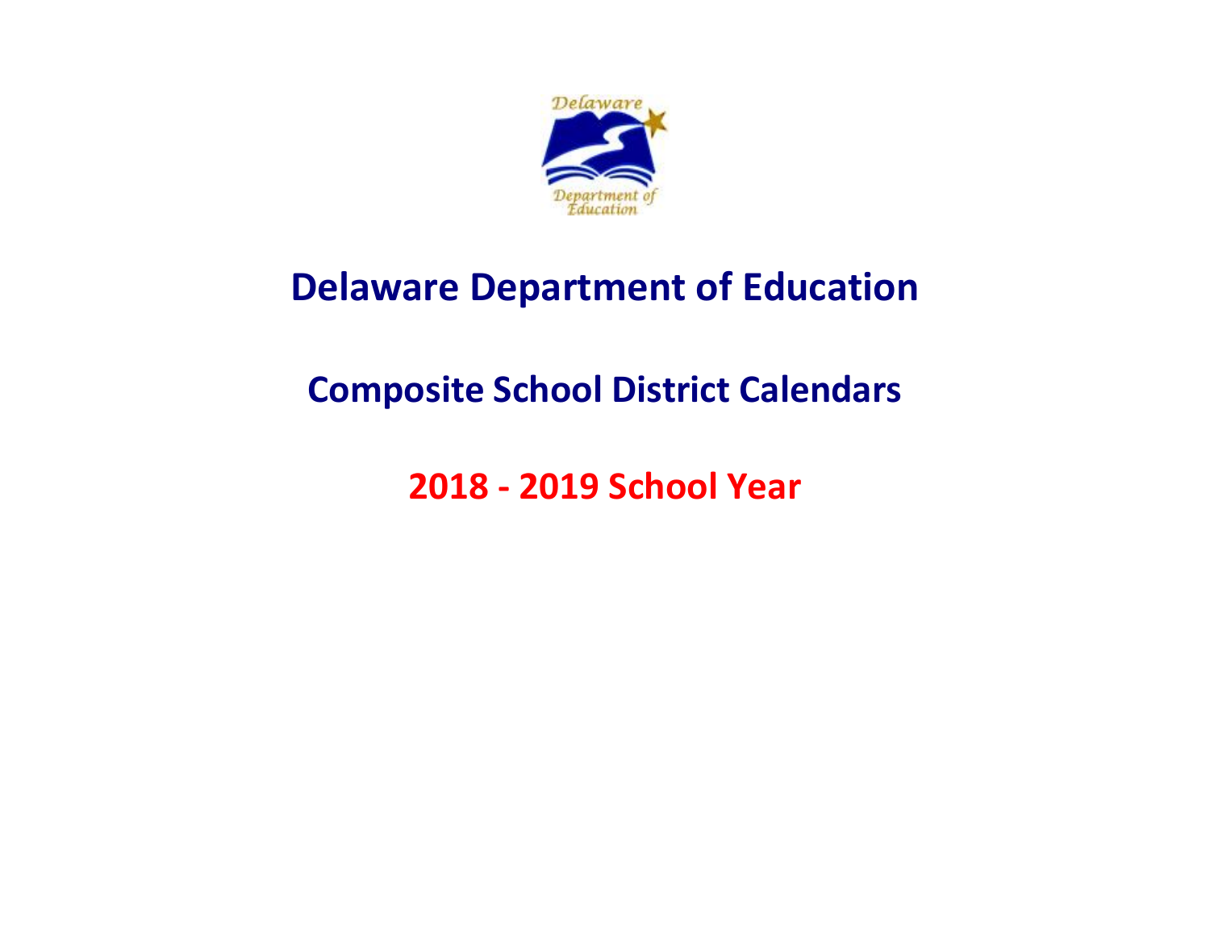# Delaware Department of Education

## Composite School District Calendars

## 2018 - 2019 School Year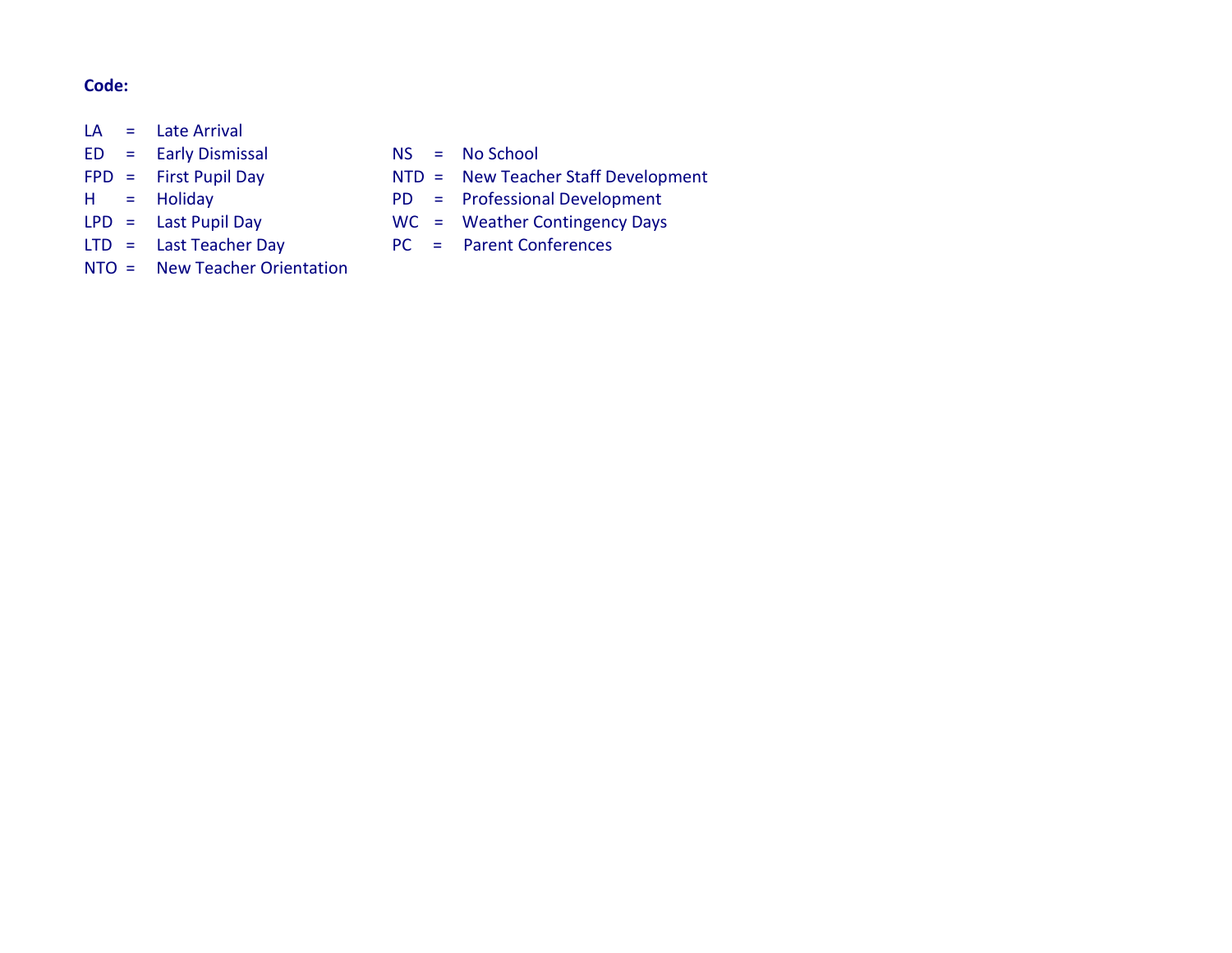**Code:**

| | | | | | |
|---|---|---|---|---|---|
| LA | = Late Arrival | | | | |
| ED | = Early Dismissal | NS | = No School | | |
| FPD | = First Pupil Day | NTD | = New Teacher Staff Development | | |
| H | = Holiday | PD | = Professional Development | | |
| LPD | = Last Pupil Day | WC | = Weather Contingency Days | | |
| LTD | = Last Teacher Day | PC | = Parent Conferences | | |
| NTO | = New Teacher Orientation | | | | |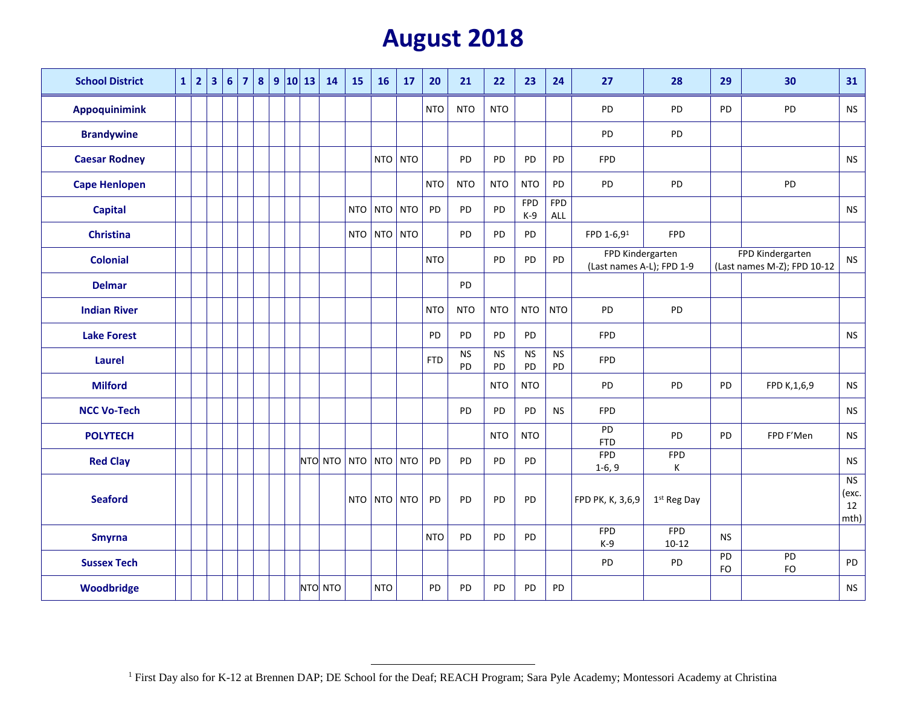# August 2018

| School District | 1 | 2 | 3 | 6 | 7 | 8 | 9 | 10 | 13 | 14 | 15 | 16 | 17 | 20 | 21 | 22 | 23 | 24 | 27 | 28 | 29 | 30 | 31 |
|---|---|---|---|---|---|---|---|---|---|---|---|---|---|---|---|---|---|---|---|---|---|---|---|
| Appoquinimink | | | | | | | | | | | | | | NTO | NTO | NTO | | | PD | PD | PD | PD | NS |
| Brandywine | | | | | | | | | | | | | | | | | | | PD | PD | | | |
| Caesar Rodney | | | | | | | | | | | | NTO | NTO | | PD | PD | PD | PD | FPD | | | | NS |
| Cape Henlopen | | | | | | | | | | | | | | NTO | NTO | NTO | NTO | PD | PD | PD | | PD | |
| Capital | | | | | | | | | | | NTO | NTO | NTO | PD | PD | PD | FPD K-9 | FPD ALL | | | | | NS |
| Christina | | | | | | | | | | | NTO | NTO | NTO | | PD | PD | PD | | FPD 1-6,9[1] | FPD | | | |
| Colonial | | | | | | | | | | | | | | NTO | | PD | PD | PD | FPD Kindergarten (Last names A-L); FPD 1-9 | | FPD Kindergarten (Last names M-Z); FPD 10-12 | | NS |
| Delmar | | | | | | | | | | | | | | | PD | | | | | | | | |
| Indian River | | | | | | | | | | | | | | NTO | NTO | NTO | NTO | NTO | PD | PD | | | |
| Lake Forest | | | | | | | | | | | | | | PD | PD | PD | PD | | FPD | | | | NS |
| Laurel | | | | | | | | | | | | | | FTD | NS PD | NS PD | NS PD | NS PD | FPD | | | | |
| Milford | | | | | | | | | | | | | | | | NTO | NTO | | PD | PD | PD | FPD K,1,6,9 | NS |
| NCC Vo-Tech | | | | | | | | | | | | | | | PD | PD | PD | NS | FPD | | | | NS |
| POLYTECH | | | | | | | | | | | | | | | | NTO | NTO | | PD FTD | PD | PD | FPD F'Men | NS |
| Red Clay | | | | | | | | | NTO | NTO | NTO | NTO | NTO | PD | PD | PD | PD | | FPD 1-6, 9 | FPD K | | | NS |
| Seaford | | | | | | | | | | | NTO | NTO | NTO | PD | PD | PD | PD | | FPD PK, K, 3,6,9 | 1st Reg Day | | | NS (exc. 12 mth) |
| Smyrna | | | | | | | | | | | | | | NTO | PD | PD | PD | | FPD K-9 | FPD 10-12 | NS | | |
| Sussex Tech | | | | | | | | | | | | | | | | | | | PD | PD | PD FO | PD FO | PD |
| Woodbridge | | | | | | | | | NTO | NTO | | NTO | | PD | PD | PD | PD | PD | | | | | NS |

[1] First Day also for K-12 at Brennen DAP; DE School for the Deaf; REACH Program; Sara Pyle Academy; Montessori Academy at Christina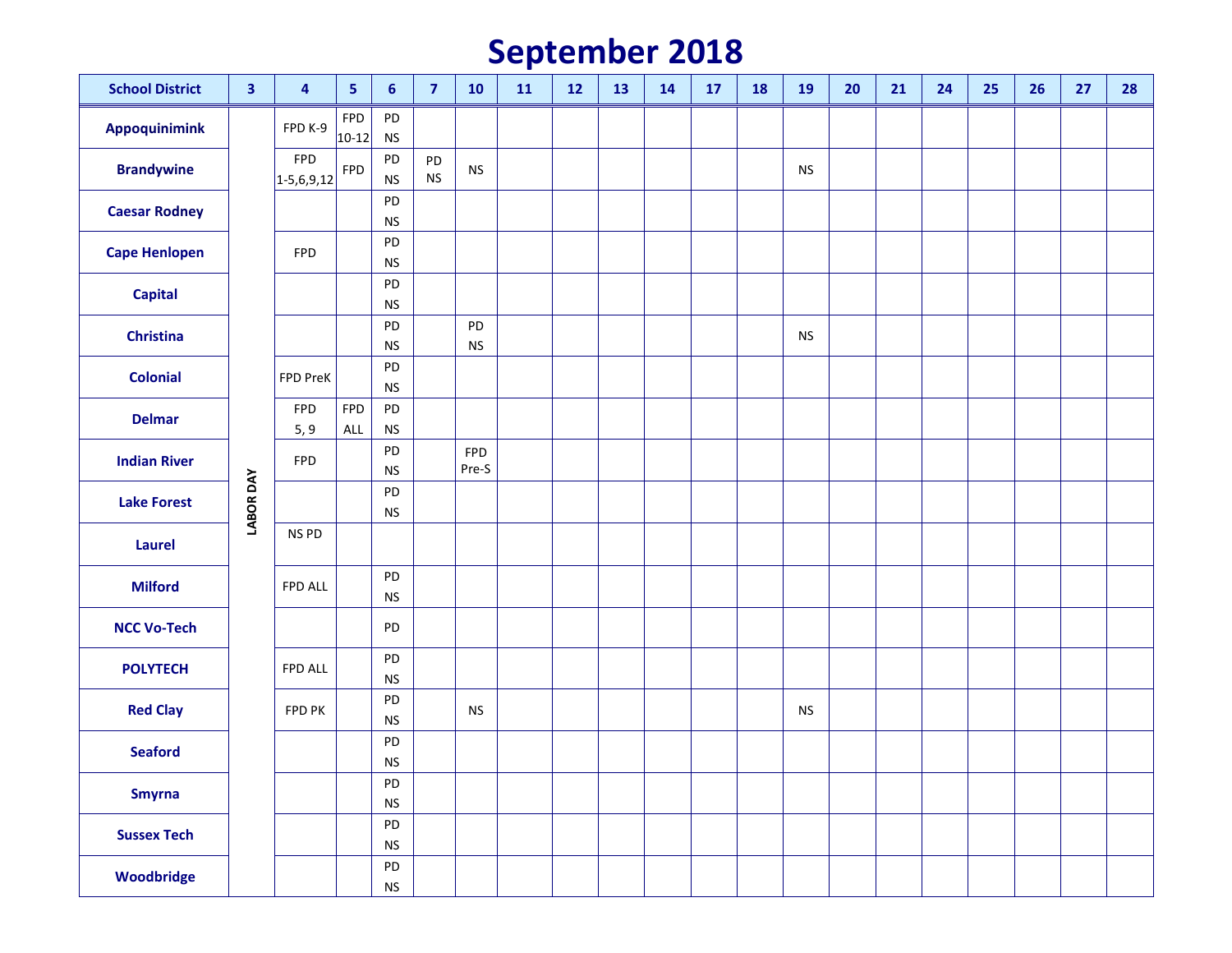# September 2018

| School District | 3 | 4 | 5 | 6 | 7 | 10 | 11 | 12 | 13 | 14 | 17 | 18 | 19 | 20 | 21 | 24 | 25 | 26 | 27 | 28 |
|---|---|---|---|---|---|---|---|---|---|---|---|---|---|---|---|---|---|---|---|---|
| Appoquinimink | LABOR DAY | FPD K-9 | FPD 10-12 | PD NS | | | | | | | | | | | | | | | | |
| Brandywine | LABOR DAY | FPD 1-5,6,9,12 | FPD | PD NS | PD NS | NS | | | | | | | NS | | | | | | | |
| Caesar Rodney | LABOR DAY | | | PD NS | | | | | | | | | | | | | | | | |
| Cape Henlopen | LABOR DAY | FPD | | PD NS | | | | | | | | | | | | | | | | |
| Capital | LABOR DAY | | | PD NS | | | | | | | | | | | | | | | | |
| Christina | LABOR DAY | | | PD NS | | PD NS | | | | | | | NS | | | | | | | |
| Colonial | LABOR DAY | FPD PreK | | PD NS | | | | | | | | | | | | | | | | |
| Delmar | LABOR DAY | FPD 5, 9 | FPD ALL | PD NS | | | | | | | | | | | | | | | | |
| Indian River | LABOR DAY | FPD | | PD NS | | FPD Pre-S | | | | | | | | | | | | | | |
| Lake Forest | LABOR DAY | | | PD NS | | | | | | | | | | | | | | | | |
| Laurel | LABOR DAY | NS PD | | | | | | | | | | | | | | | | | | |
| Milford | LABOR DAY | FPD ALL | | PD NS | | | | | | | | | | | | | | | | |
| NCC Vo-Tech | LABOR DAY | | | PD | | | | | | | | | | | | | | | | |
| POLYTECH | LABOR DAY | FPD ALL | | PD NS | | | | | | | | | | | | | | | | |
| Red Clay | LABOR DAY | FPD PK | | PD NS | | NS | | | | | | | NS | | | | | | | |
| Seaford | LABOR DAY | | | PD NS | | | | | | | | | | | | | | | | |
| Smyrna | LABOR DAY | | | PD NS | | | | | | | | | | | | | | | | |
| Sussex Tech | LABOR DAY | | | PD NS | | | | | | | | | | | | | | | | |
| Woodbridge | LABOR DAY | | | PD NS | | | | | | | | | | | | | | | | |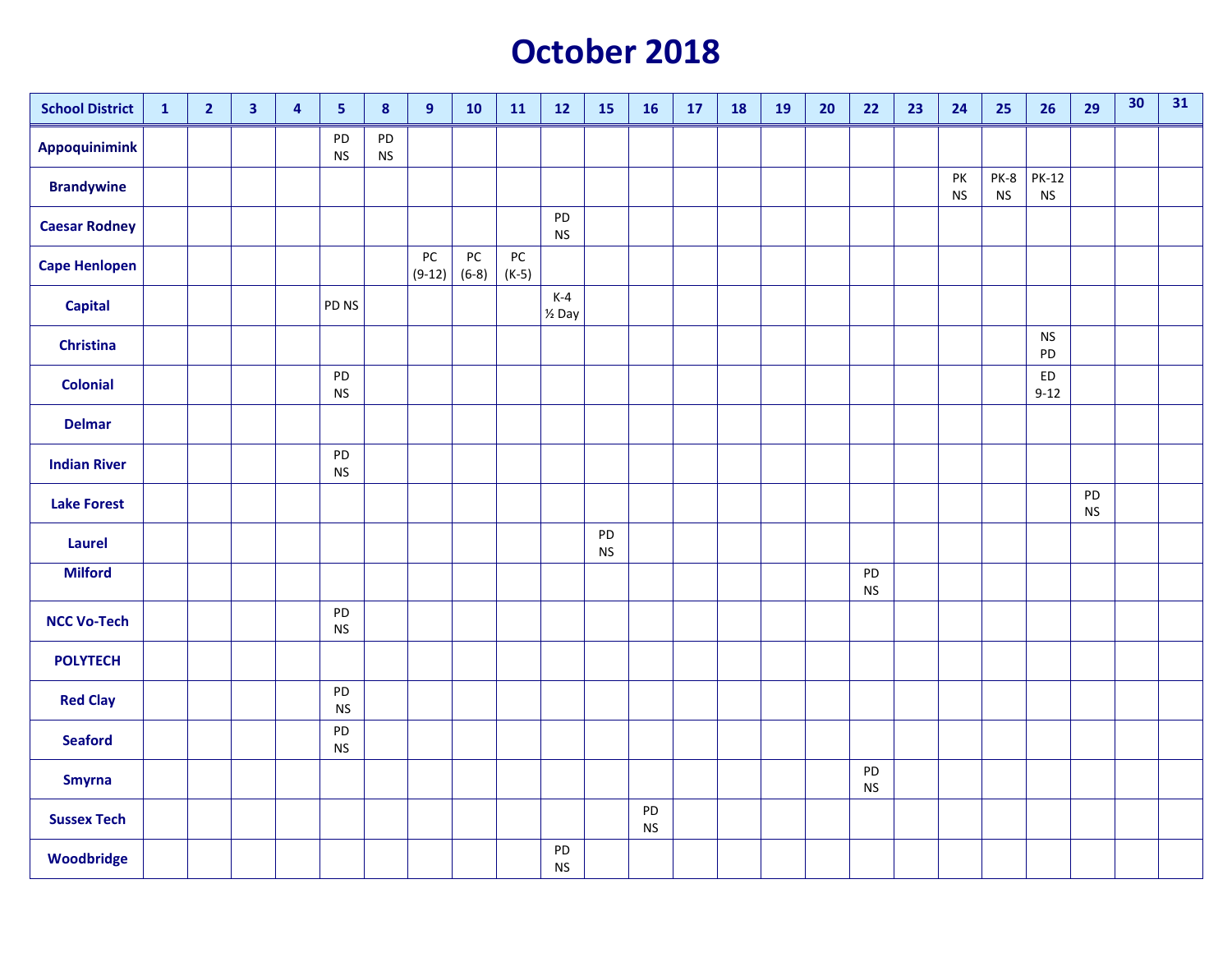# October 2018

| School District | 1 | 2 | 3 | 4 | 5 | 8 | 9 | 10 | 11 | 12 | 15 | 16 | 17 | 18 | 19 | 20 | 22 | 23 | 24 | 25 | 26 | 29 | 30 | 31 |
|---|---|---|---|---|---|---|---|---|---|---|---|---|---|---|---|---|---|---|---|---|---|---|---|---|
| **Appoquinimink** | | | | | PD NS | PD NS | | | | | | | | | | | | | | | | | | |
| **Brandywine** | | | | | | | | | | | | | | | | | | | PK NS | PK-8 NS | PK-12 NS | | | |
| **Caesar Rodney** | | | | | | | | | | PD NS | | | | | | | | | | | | | | |
| **Cape Henlopen** | | | | | | | PC (9-12) | PC (6-8) | PC (K-5) | | | | | | | | | | | | | | | |
| **Capital** | | | | | PD NS | | | | | K-4 ½ Day | | | | | | | | | | | | | | |
| **Christina** | | | | | | | | | | | | | | | | | | | | | NS PD | | | |
| **Colonial** | | | | | PD NS | | | | | | | | | | | | | | | | ED 9-12 | | | |
| **Delmar** | | | | | | | | | | | | | | | | | | | | | | | | |
| **Indian River** | | | | | PD NS | | | | | | | | | | | | | | | | | | | |
| **Lake Forest** | | | | | | | | | | | | | | | | | | | | | | PD NS | | |
| **Laurel** | | | | | | | | | | | PD NS | | | | | | | | | | | | | |
| **Milford** | | | | | | | | | | | | | | | | | PD NS | | | | | | | |
| **NCC Vo-Tech** | | | | | PD NS | | | | | | | | | | | | | | | | | | | |
| **POLYTECH** | | | | | | | | | | | | | | | | | | | | | | | | |
| **Red Clay** | | | | | PD NS | | | | | | | | | | | | | | | | | | | |
| **Seaford** | | | | | PD NS | | | | | | | | | | | | | | | | | | | |
| **Smyrna** | | | | | | | | | | | | | | | | | PD NS | | | | | | | |
| **Sussex Tech** | | | | | | | | | | | | PD NS | | | | | | | | | | | | |
| **Woodbridge** | | | | | | | | | | PD NS | | | | | | | | | | | | | | |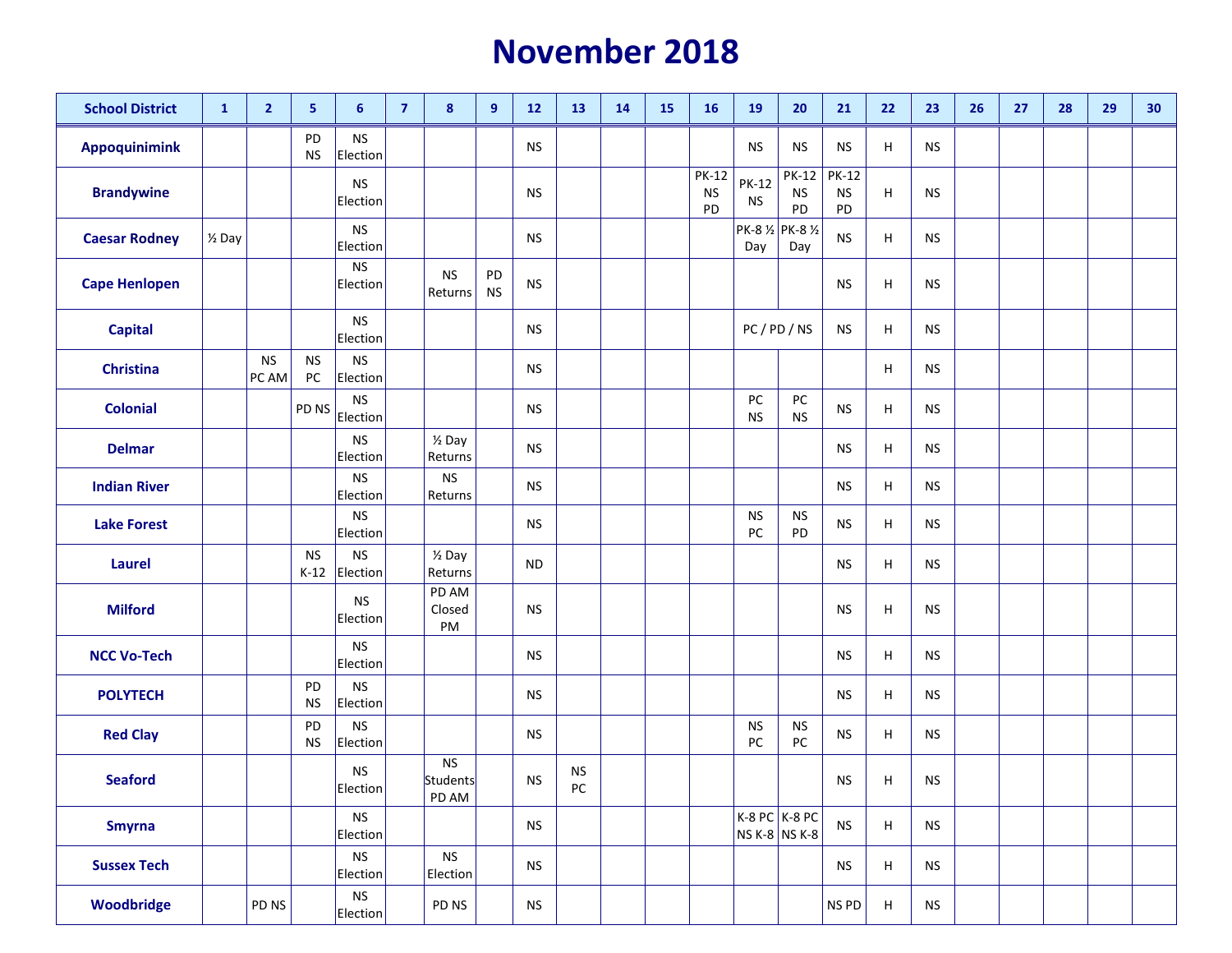# November 2018

| School District | 1 | 2 | 5 | 6 | 7 | 8 | 9 | 12 | 13 | 14 | 15 | 16 | 19 | 20 | 21 | 22 | 23 | 26 | 27 | 28 | 29 | 30 |
|---|---|---|---|---|---|---|---|---|---|---|---|---|---|---|---|---|---|---|---|---|---|---|
| Appoquinimink | | | PD NS | NS Election | | | | NS | | | | | NS | NS | NS | H | NS | | | | | |
| Brandywine | | | | NS Election | | | | NS | | | | PK-12 NS PD | PK-12 NS | PK-12 NS PD | PK-12 NS PD | H | NS | | | | | |
| Caesar Rodney | ½ Day | | | NS Election | | | | NS | | | | | PK-8 ½ Day | PK-8 ½ Day | NS | H | NS | | | | | |
| Cape Henlopen | | | | NS Election | | NS Returns | PD NS | NS | | | | | | | NS | H | NS | | | | | |
| Capital | | | | NS Election | | | | NS | | | | | PC / PD / NS | | NS | H | NS | | | | | |
| Christina | | NS PC AM | NS PC | NS Election | | | | NS | | | | | | | | H | NS | | | | | |
| Colonial | | | PD NS | NS Election | | | | NS | | | | | PC NS | PC NS | NS | H | NS | | | | | |
| Delmar | | | | NS Election | | ½ Day Returns | | NS | | | | | | | NS | H | NS | | | | | |
| Indian River | | | | NS Election | | NS Returns | | NS | | | | | | | NS | H | NS | | | | | |
| Lake Forest | | | | NS Election | | | | NS | | | | | NS PC | NS PD | NS | H | NS | | | | | |
| Laurel | | | NS K-12 | NS Election | | ½ Day Returns | | ND | | | | | | | NS | H | NS | | | | | |
| Milford | | | | NS Election | | PD AM Closed PM | | NS | | | | | | | NS | H | NS | | | | | |
| NCC Vo-Tech | | | | NS Election | | | | NS | | | | | | | NS | H | NS | | | | | |
| POLYTECH | | | PD NS | NS Election | | | | NS | | | | | | | NS | H | NS | | | | | |
| Red Clay | | | PD NS | NS Election | | | | NS | | | | | NS PC | NS PC | NS | H | NS | | | | | |
| Seaford | | | | NS Election | | NS Students PD AM | | NS | NS PC | | | | | | NS | H | NS | | | | | |
| Smyrna | | | | NS Election | | | | NS | | | | | K-8 PC NS K-8 | K-8 PC NS K-8 | NS | H | NS | | | | | |
| Sussex Tech | | | | NS Election | | NS Election | | NS | | | | | | | NS | H | NS | | | | | |
| Woodbridge | | PD NS | | NS Election | | PD NS | | NS | | | | | | | NS PD | H | NS | | | | | |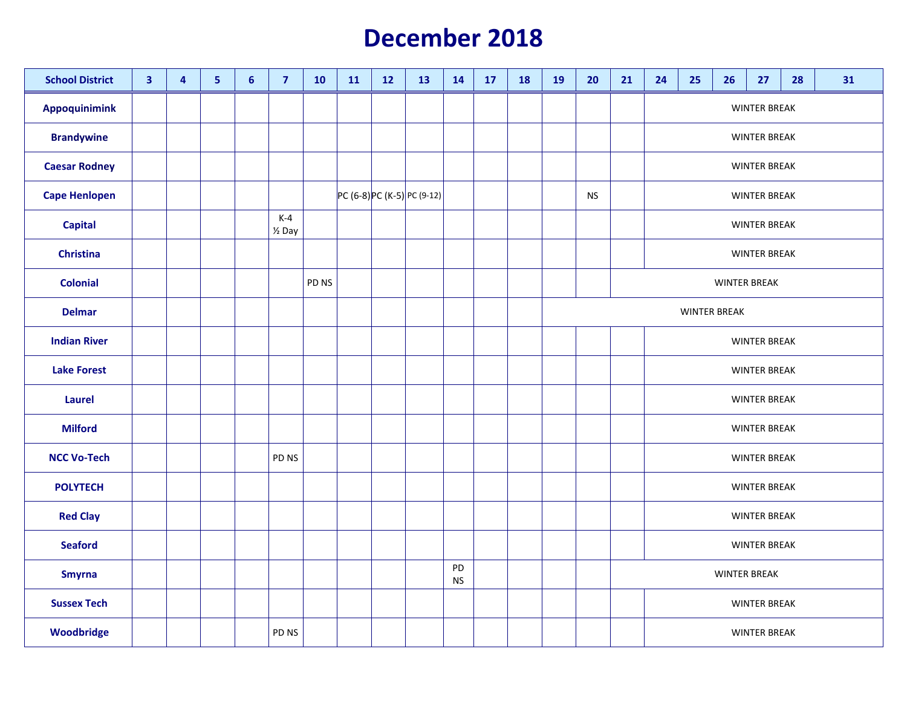# December 2018

| School District | 3 | 4 | 5 | 6 | 7 | 10 | 11 | 12 | 13 | 14 | 17 | 18 | 19 | 20 | 21 | 24 | 25 | 26 | 27 | 28 | 31 |
|---|---|---|---|---|---|---|---|---|---|---|---|---|---|---|---|---|---|---|---|---|---|
| Appoquinimink | | | | | | | | | | | | | | | | WINTER BREAK | | | | | |
| Brandywine | | | | | | | | | | | | | | | | WINTER BREAK | | | | | |
| Caesar Rodney | | | | | | | | | | | | | | | | WINTER BREAK | | | | | |
| Cape Henlopen | | | | | | | PC (6-8) | PC (K-5) | PC (9-12) | | | | | NS | | WINTER BREAK | | | | | |
| Capital | | | | | K-4 ½ Day | | | | | | | | | | | WINTER BREAK | | | | | |
| Christina | | | | | | | | | | | | | | | | WINTER BREAK | | | | | |
| Colonial | | | | | | PD NS | | | | | | | | | WINTER BREAK | | | | | | |
| Delmar | | | | | | | | | | | | | WINTER BREAK | | | | | | | | |
| Indian River | | | | | | | | | | | | | | | | WINTER BREAK | | | | | |
| Lake Forest | | | | | | | | | | | | | | | | WINTER BREAK | | | | | |
| Laurel | | | | | | | | | | | | | | | | WINTER BREAK | | | | | |
| Milford | | | | | | | | | | | | | | | | WINTER BREAK | | | | | |
| NCC Vo-Tech | | | | | PD NS | | | | | | | | | | | WINTER BREAK | | | | | |
| POLYTECH | | | | | | | | | | | | | | | | WINTER BREAK | | | | | |
| Red Clay | | | | | | | | | | | | | | | | WINTER BREAK | | | | | |
| Seaford | | | | | | | | | | | | | | | | WINTER BREAK | | | | | |
| Smyrna | | | | | | | | | | PD NS | | | | | WINTER BREAK | | | | | | |
| Sussex Tech | | | | | | | | | | | | | | | | WINTER BREAK | | | | | |
| Woodbridge | | | | | PD NS | | | | | | | | | | | WINTER BREAK | | | | | |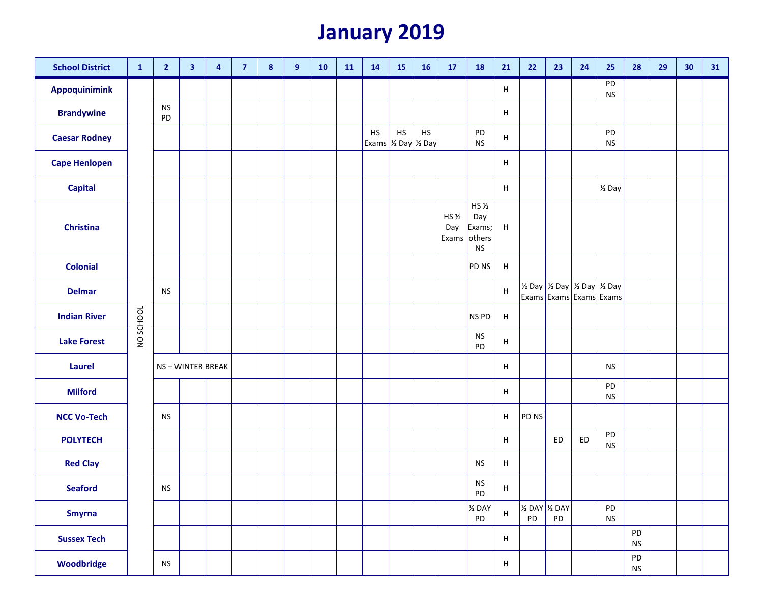# January 2019

| School District | 1 | 2 | 3 | 4 | 7 | 8 | 9 | 10 | 11 | 14 | 15 | 16 | 17 | 18 | 21 | 22 | 23 | 24 | 25 | 28 | 29 | 30 | 31 |
|---|---|---|---|---|---|---|---|---|---|---|---|---|---|---|---|---|---|---|---|---|---|---|---|
| Appoquinimink | NO SCHOOL | | | | | | | | | | | | | | H | | | | PD NS | | | | |
| Brandywine | NO SCHOOL | NS PD | | | | | | | | | | | | | H | | | | | | | | |
| Caesar Rodney | NO SCHOOL | | | | | | | | | HS Exams | HS ½ Day | HS ½ Day | | PD NS | H | | | | PD NS | | | | |
| Cape Henlopen | NO SCHOOL | | | | | | | | | | | | | | H | | | | | | | | |
| Capital | NO SCHOOL | | | | | | | | | | | | | | H | | | | ½ Day | | | | |
| Christina | NO SCHOOL | | | | | | | | | | | | HS ½ Day Exams | HS ½ Day Exams; others NS | H | | | | | | | | |
| Colonial | NO SCHOOL | | | | | | | | | | | | | PD NS | H | | | | | | | | |
| Delmar | NO SCHOOL | NS | | | | | | | | | | | | | H | ½ Day Exams | ½ Day Exams | ½ Day Exams | ½ Day Exams | | | | |
| Indian River | NO SCHOOL | | | | | | | | | | | | | NS PD | H | | | | | | | | |
| Lake Forest | NO SCHOOL | | | | | | | | | | | | | NS PD | H | | | | | | | | |
| Laurel | NO SCHOOL | NS – WINTER BREAK | | | | | | | | | | | | | H | | | | NS | | | | |
| Milford | NO SCHOOL | | | | | | | | | | | | | | H | | | | PD NS | | | | |
| NCC Vo-Tech | NO SCHOOL | NS | | | | | | | | | | | | | H | PD NS | | | | | | | |
| POLYTECH | NO SCHOOL | | | | | | | | | | | | | | H | | ED | ED | PD NS | | | | |
| Red Clay | NO SCHOOL | | | | | | | | | | | | | NS | H | | | | | | | | |
| Seaford | NO SCHOOL | NS | | | | | | | | | | | | NS PD | H | | | | | | | | |
| Smyrna | NO SCHOOL | | | | | | | | | | | | | ½ DAY PD | H | ½ DAY PD | ½ DAY PD | | PD NS | | | | |
| Sussex Tech | NO SCHOOL | | | | | | | | | | | | | | H | | | | | PD NS | | | |
| Woodbridge | NO SCHOOL | NS | | | | | | | | | | | | | H | | | | | PD NS | | | |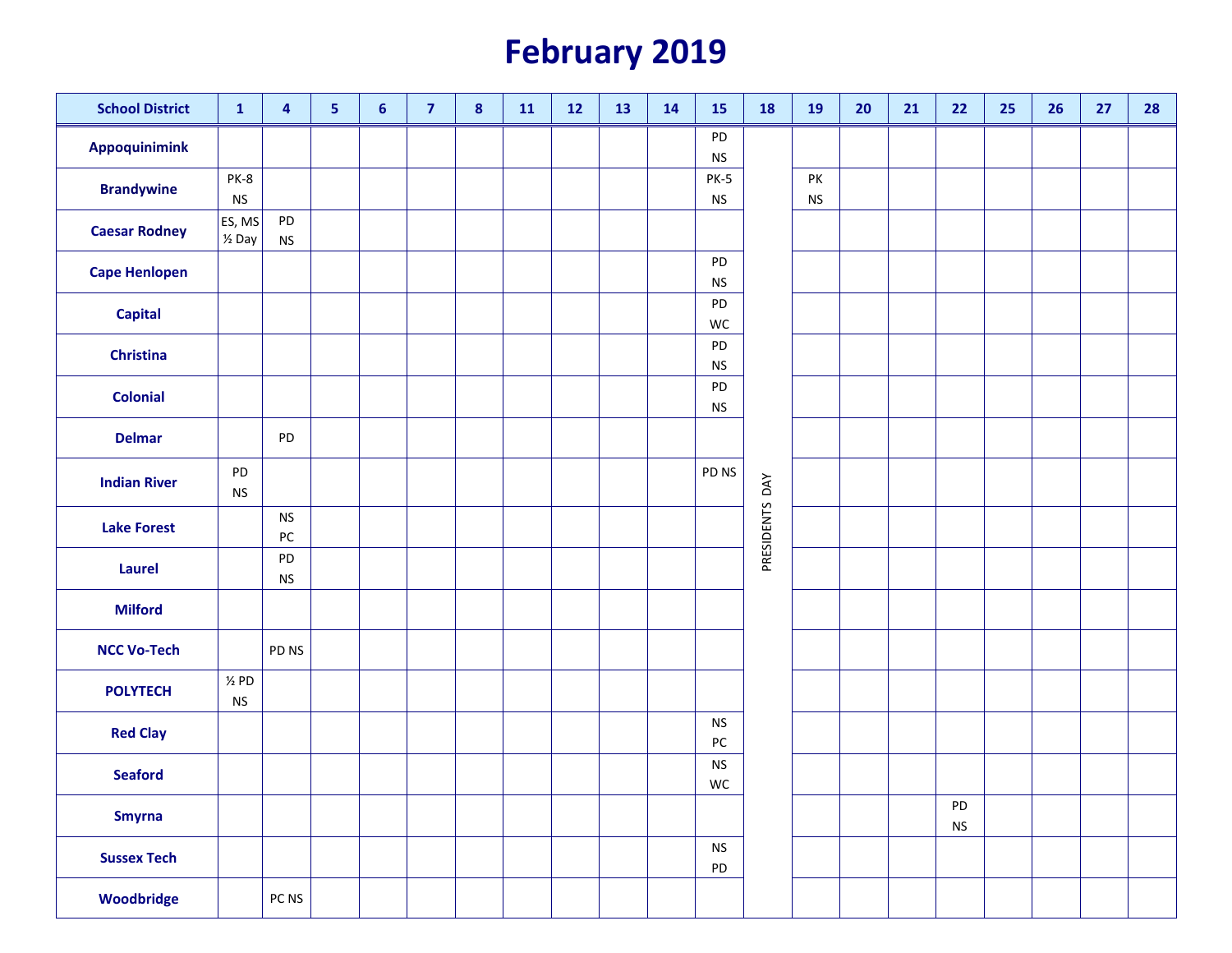# February 2019

| School District | 1 | 4 | 5 | 6 | 7 | 8 | 11 | 12 | 13 | 14 | 15 | 18 | 19 | 20 | 21 | 22 | 25 | 26 | 27 | 28 |
|---|---|---|---|---|---|---|---|---|---|---|---|---|---|---|---|---|---|---|---|---|
| Appoquinimink | | | | | | | | | | | PD NS | PRESIDENTS DAY | | | | | | | | |
| Brandywine | PK-8 NS | | | | | | | | | | PK-5 NS | | PK NS | | | | | | | |
| Caesar Rodney | ES, MS ½ Day | PD NS | | | | | | | | | | | | | | | | | | |
| Cape Henlopen | | | | | | | | | | | PD NS | | | | | | | | | |
| Capital | | | | | | | | | | | PD WC | | | | | | | | | |
| Christina | | | | | | | | | | | PD NS | | | | | | | | | |
| Colonial | | | | | | | | | | | PD NS | | | | | | | | | |
| Delmar | | PD | | | | | | | | | | | | | | | | | | |
| Indian River | PD NS | | | | | | | | | | PD NS | | | | | | | | | |
| Lake Forest | | NS PC | | | | | | | | | | | | | | | | | | |
| Laurel | | PD NS | | | | | | | | | | | | | | | | | | |
| Milford | | | | | | | | | | | | | | | | | | | | |
| NCC Vo-Tech | | PD NS | | | | | | | | | | | | | | | | | | |
| POLYTECH | ½ PD NS | | | | | | | | | | | | | | | | | | | |
| Red Clay | | | | | | | | | | | NS PC | | | | | | | | | |
| Seaford | | | | | | | | | | | NS WC | | | | | | | | | |
| Smyrna | | | | | | | | | | | | | | | | PD NS | | | | |
| Sussex Tech | | | | | | | | | | | NS PD | | | | | | | | | |
| Woodbridge | | PC NS | | | | | | | | | | | | | | | | | | |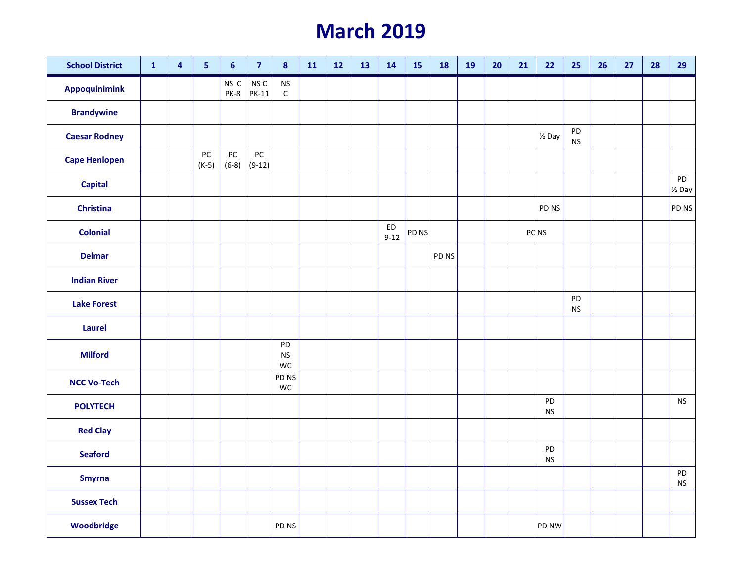# March 2019

| School District | 1 | 4 | 5 | 6 | 7 | 8 | 11 | 12 | 13 | 14 | 15 | 18 | 19 | 20 | 21 | 22 | 25 | 26 | 27 | 28 | 29 |
|---|---|---|---|---|---|---|---|---|---|---|---|---|---|---|---|---|---|---|---|---|---|
| **Appoquinimink** | | | | NS C PK-8 | NS C PK-11 | NS C | | | | | | | | | | | | | | | |
| **Brandywine** | | | | | | | | | | | | | | | | | | | | | |
| **Caesar Rodney** | | | | | | | | | | | | | | | | ½ Day | PD NS | | | | |
| **Cape Henlopen** | | | PC (K-5) | PC (6-8) | PC (9-12) | | | | | | | | | | | | | | | | |
| **Capital** | | | | | | | | | | | | | | | | | | | | | PD ½ Day |
| **Christina** | | | | | | | | | | | | | | | | PD NS | | | | | PD NS |
| **Colonial** | | | | | | | | | | ED 9-12 | PD NS | | | | PC NS | PC NS | | | | | |
| **Delmar** | | | | | | | | | | | | PD NS | | | | | | | | | |
| **Indian River** | | | | | | | | | | | | | | | | | | | | | |
| **Lake Forest** | | | | | | | | | | | | | | | | | PD NS | | | | |
| **Laurel** | | | | | | | | | | | | | | | | | | | | | |
| **Milford** | | | | | | PD NS WC | | | | | | | | | | | | | | | |
| **NCC Vo-Tech** | | | | | | PD NS WC | | | | | | | | | | | | | | | |
| **POLYTECH** | | | | | | | | | | | | | | | | PD NS | | | | | NS |
| **Red Clay** | | | | | | | | | | | | | | | | | | | | | |
| **Seaford** | | | | | | | | | | | | | | | | PD NS | | | | | |
| **Smyrna** | | | | | | | | | | | | | | | | | | | | | PD NS |
| **Sussex Tech** | | | | | | | | | | | | | | | | | | | | | |
| **Woodbridge** | | | | | | PD NS | | | | | | | | | | PD NW | | | | | |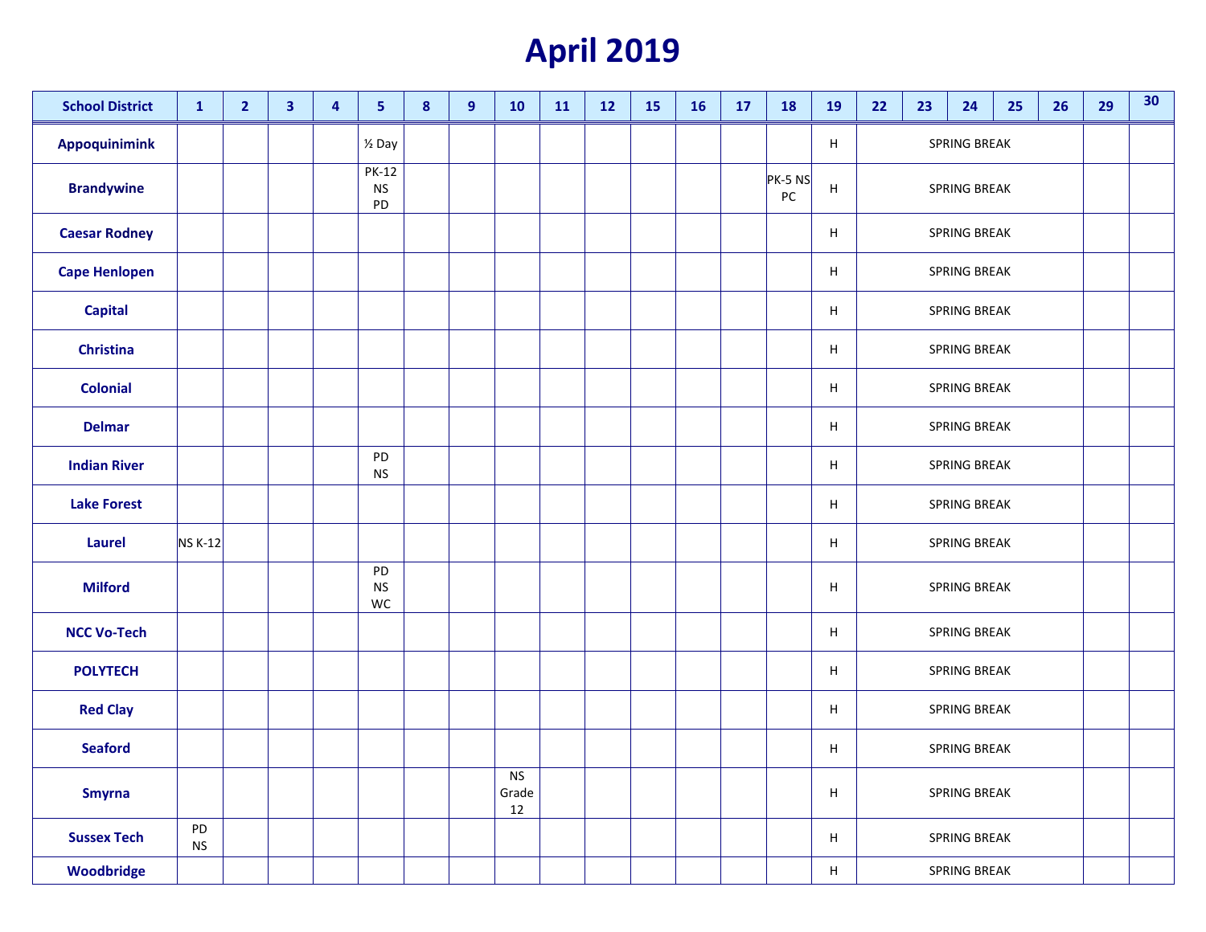# April 2019

| School District | 1 | 2 | 3 | 4 | 5 | 8 | 9 | 10 | 11 | 12 | 15 | 16 | 17 | 18 | 19 | 22 | 23 | 24 | 25 | 26 | 29 | 30 |
|---|---|---|---|---|---|---|---|---|---|---|---|---|---|---|---|---|---|---|---|---|---|---|
| Appoquinimink | | | | | ½ Day | | | | | | | | | | H | SPRING BREAK | | | | | | |
| Brandywine | | | | | PK-12 NS PD | | | | | | | | | PK-5 NS PC | H | SPRING BREAK | | | | | | |
| Caesar Rodney | | | | | | | | | | | | | | | H | SPRING BREAK | | | | | | |
| Cape Henlopen | | | | | | | | | | | | | | | H | SPRING BREAK | | | | | | |
| Capital | | | | | | | | | | | | | | | H | SPRING BREAK | | | | | | |
| Christina | | | | | | | | | | | | | | | H | SPRING BREAK | | | | | | |
| Colonial | | | | | | | | | | | | | | | H | SPRING BREAK | | | | | | |
| Delmar | | | | | | | | | | | | | | | H | SPRING BREAK | | | | | | |
| Indian River | | | | | PD NS | | | | | | | | | | H | SPRING BREAK | | | | | | |
| Lake Forest | | | | | | | | | | | | | | | H | SPRING BREAK | | | | | | |
| Laurel | NS K-12 | | | | | | | | | | | | | | H | SPRING BREAK | | | | | | |
| Milford | | | | | PD NS WC | | | | | | | | | | H | SPRING BREAK | | | | | | |
| NCC Vo-Tech | | | | | | | | | | | | | | | H | SPRING BREAK | | | | | | |
| POLYTECH | | | | | | | | | | | | | | | H | SPRING BREAK | | | | | | |
| Red Clay | | | | | | | | | | | | | | | H | SPRING BREAK | | | | | | |
| Seaford | | | | | | | | | | | | | | | H | SPRING BREAK | | | | | | |
| Smyrna | | | | | | | | NS Grade 12 | | | | | | | H | SPRING BREAK | | | | | | |
| Sussex Tech | PD NS | | | | | | | | | | | | | | H | SPRING BREAK | | | | | | |
| Woodbridge | | | | | | | | | | | | | | | H | SPRING BREAK | | | | | | |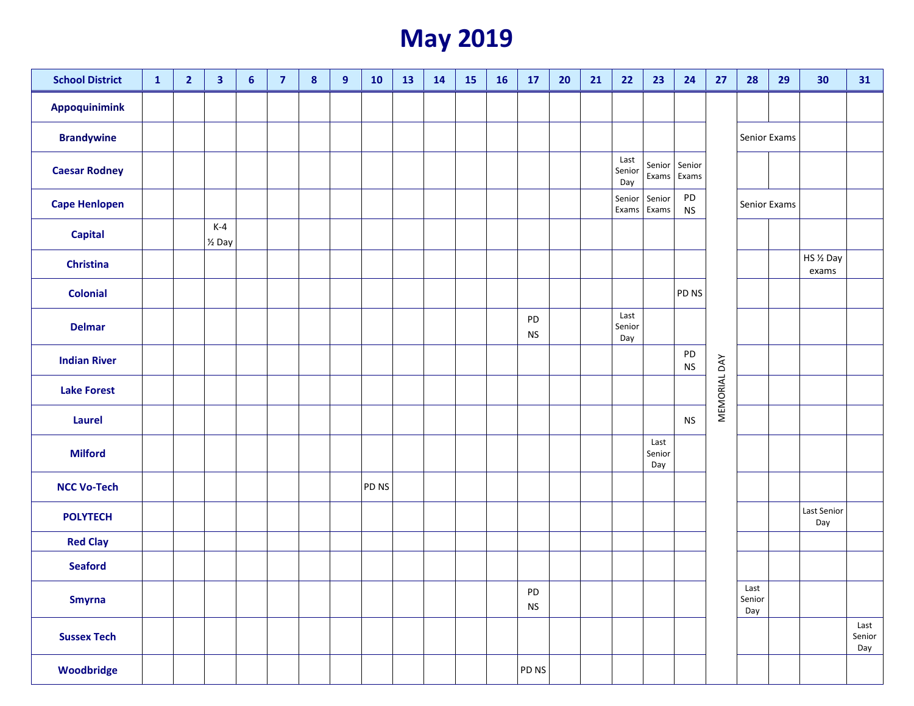# May 2019

| School District | 1 | 2 | 3 | 6 | 7 | 8 | 9 | 10 | 13 | 14 | 15 | 16 | 17 | 20 | 21 | 22 | 23 | 24 | 27 | 28 | 29 | 30 | 31 |
|---|---|---|---|---|---|---|---|---|---|---|---|---|---|---|---|---|---|---|---|---|---|---|---|
| Appoquinimink | | | | | | | | | | | | | | | | | | | MEMORIAL DAY | | | | |
| Brandywine | | | | | | | | | | | | | | | | | | | | Senior Exams | | | |
| Caesar Rodney | | | | | | | | | | | | | | | | Last Senior Day | Senior Exams | Senior Exams | | | | | |
| Cape Henlopen | | | | | | | | | | | | | | | | Senior Exams | Senior Exams | PD NS | | Senior Exams | | | |
| Capital | | | K-4 ½ Day | | | | | | | | | | | | | | | | | | | | |
| Christina | | | | | | | | | | | | | | | | | | | | | | HS ½ Day exams | |
| Colonial | | | | | | | | | | | | | | | | | | PD NS | | | | | |
| Delmar | | | | | | | | | | | | | PD NS | | | Last Senior Day | | | | | | | |
| Indian River | | | | | | | | | | | | | | | | | | PD NS | | | | | |
| Lake Forest | | | | | | | | | | | | | | | | | | | | | | | |
| Laurel | | | | | | | | | | | | | | | | | | NS | | | | | |
| Milford | | | | | | | | | | | | | | | | | Last Senior Day | | | | | | |
| NCC Vo-Tech | | | | | | | | PD NS | | | | | | | | | | | | | | | |
| POLYTECH | | | | | | | | | | | | | | | | | | | | | | Last Senior Day | |
| Red Clay | | | | | | | | | | | | | | | | | | | | | | | |
| Seaford | | | | | | | | | | | | | | | | | | | | | | | |
| Smyrna | | | | | | | | | | | | | PD NS | | | | | | | Last Senior Day | | | |
| Sussex Tech | | | | | | | | | | | | | | | | | | | | | | | Last Senior Day |
| Woodbridge | | | | | | | | | | | | | PD NS | | | | | | | | | | |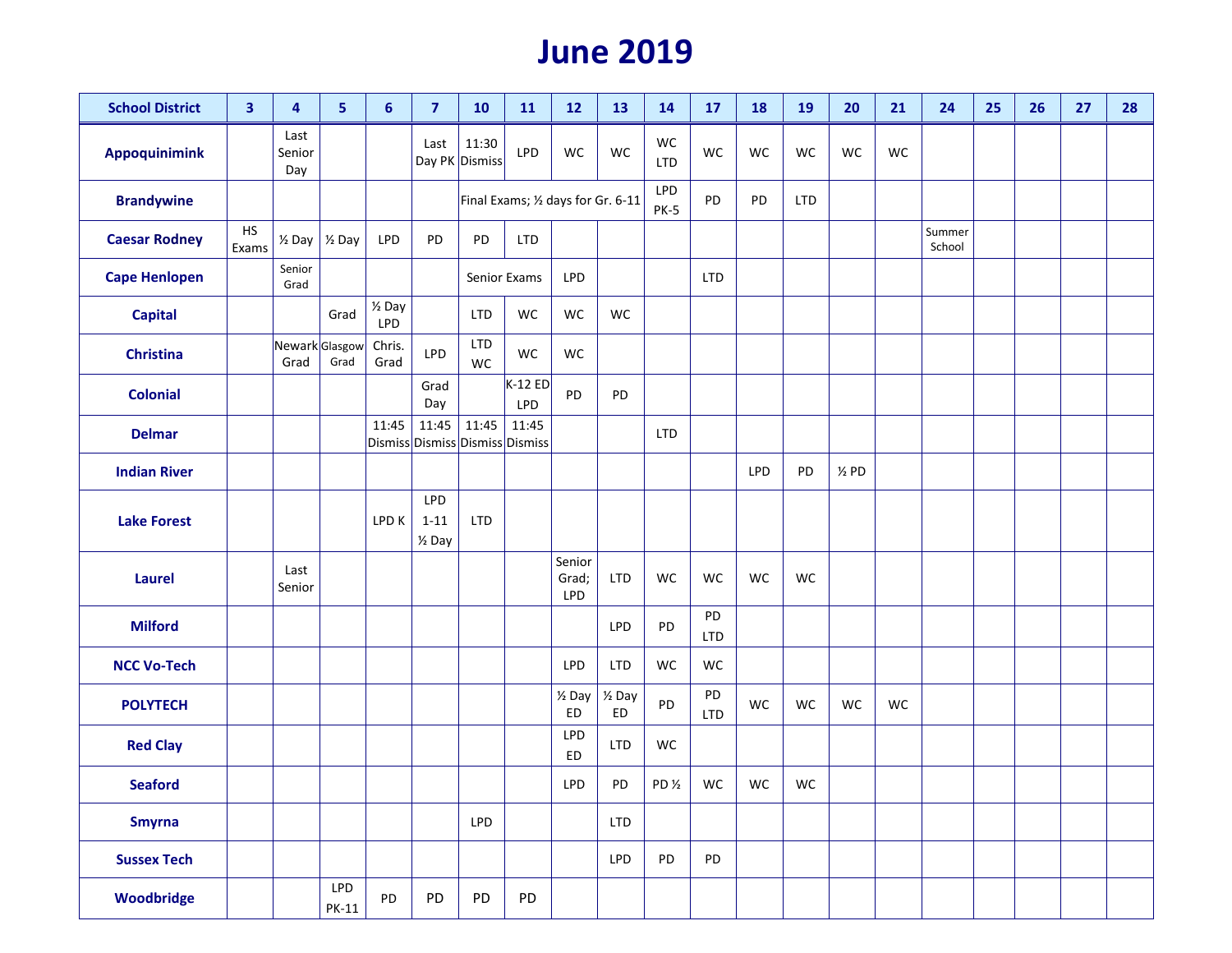# June 2019

| School District | 3 | 4 | 5 | 6 | 7 | 10 | 11 | 12 | 13 | 14 | 17 | 18 | 19 | 20 | 21 | 24 | 25 | 26 | 27 | 28 |
|---|---|---|---|---|---|---|---|---|---|---|---|---|---|---|---|---|---|---|---|---|
| Appoquinimink | | Last Senior Day | | | Last Day PK | 11:30 Dismiss | LPD | WC | WC | WC LTD | WC | WC | WC | WC | WC | | | | | |
| Brandywine | | | | | | Final Exams; ½ days for Gr. 6-11 | | | | LPD PK-5 | PD | PD | LTD | | | | | | | |
| Caesar Rodney | HS Exams | ½ Day | ½ Day | LPD | PD | PD | LTD | | | | | | | | | Summer School | | | | |
| Cape Henlopen | | Senior Grad | | | | Senior Exams | | LPD | | | LTD | | | | | | | | | |
| Capital | | | Grad | ½ Day LPD | | LTD | WC | WC | WC | | | | | | | | | | | |
| Christina | | Newark Grad | Glasgow Grad | Chris. Grad | LPD | LTD WC | WC | WC | | | | | | | | | | | | |
| Colonial | | | | | Grad Day | | K-12 ED LPD | PD | PD | | | | | | | | | | | |
| Delmar | | | | 11:45 Dismiss | 11:45 Dismiss | 11:45 Dismiss | 11:45 Dismiss | | | LTD | | | | | | | | | | |
| Indian River | | | | | | | | | | | | LPD | PD | ½ PD | | | | | | |
| Lake Forest | | | | LPD K | LPD 1-11 ½ Day | LTD | | | | | | | | | | | | | | |
| Laurel | | Last Senior | | | | | | Senior Grad; LPD | LTD | WC | WC | WC | WC | | | | | | | |
| Milford | | | | | | | | | LPD | PD | PD LTD | | | | | | | | | |
| NCC Vo-Tech | | | | | | | | LPD | LTD | WC | WC | | | | | | | | | |
| POLYTECH | | | | | | | | ½ Day ED | ½ Day ED | PD | PD LTD | WC | WC | WC | WC | | | | | |
| Red Clay | | | | | | | | LPD ED | LTD | WC | | | | | | | | | | |
| Seaford | | | | | | | | LPD | PD | PD ½ | WC | WC | WC | | | | | | | |
| Smyrna | | | | | | LPD | | | LTD | | | | | | | | | | | |
| Sussex Tech | | | | | | | | | LPD | PD | PD | | | | | | | | | |
| Woodbridge | | | LPD PK-11 | PD | PD | PD | PD | | | | | | | | | | | | | |